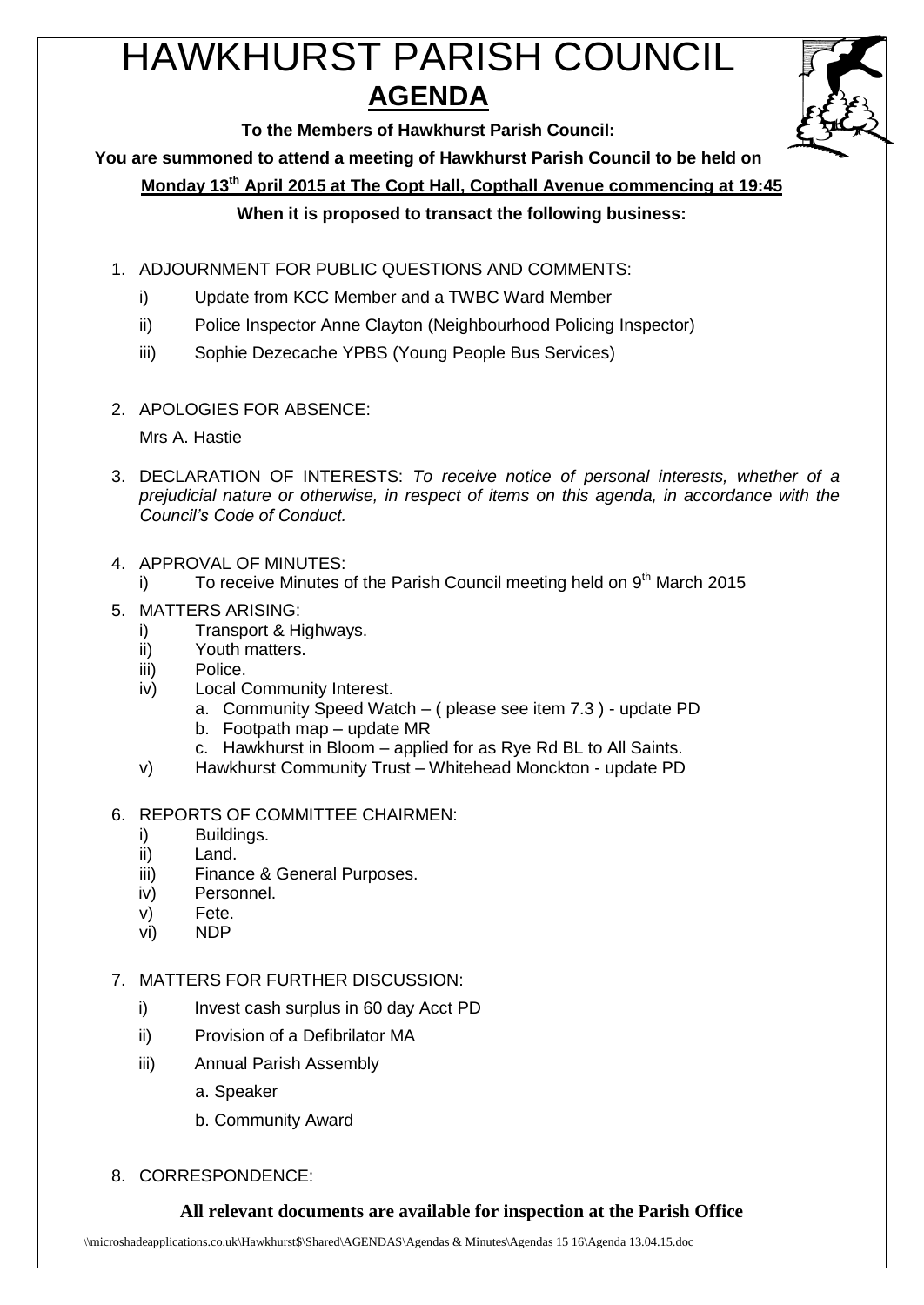# HAWKHURST PARISH COUNCIL

## AGENDA

**To the Members of Hawkhurst Parish Council:**

**You are summoned to attend a meeting of Hawkhurst Parish Council to be held on**

**Monday 13th April 2015 at The Copt Hall, Copthall Avenue commencing at 19:45**

**When it is proposed to transact the following business:**

1. ADJOURNMENT FOR PUBLIC QUESTIONS AND COMMENTS:
   - i) Update from KCC Member and a TWBC Ward Member
   - ii) Police Inspector Anne Clayton (Neighbourhood Policing Inspector)
   - iii) Sophie Dezecache YPBS (Young People Bus Services)

2. APOLOGIES FOR ABSENCE:

   Mrs A. Hastie

3. DECLARATION OF INTERESTS: *To receive notice of personal interests, whether of a prejudicial nature or otherwise, in respect of items on this agenda, in accordance with the Council's Code of Conduct.*

4. APPROVAL OF MINUTES:
   - i) To receive Minutes of the Parish Council meeting held on 9th March 2015

5. MATTERS ARISING:
   - i) Transport & Highways.
   - ii) Youth matters.
   - iii) Police.
   - iv) Local Community Interest.
     - a. Community Speed Watch – ( please see item 7.3 ) - update PD
     - b. Footpath map – update MR
     - c. Hawkhurst in Bloom – applied for as Rye Rd BL to All Saints.
   - v) Hawkhurst Community Trust – Whitehead Monckton - update PD

6. REPORTS OF COMMITTEE CHAIRMEN:
   - i) Buildings.
   - ii) Land.
   - iii) Finance & General Purposes.
   - iv) Personnel.
   - v) Fete.
   - vi) NDP

7. MATTERS FOR FURTHER DISCUSSION:
   - i) Invest cash surplus in 60 day Acct PD
   - ii) Provision of a Defibrilator MA
   - iii) Annual Parish Assembly
     - a. Speaker
     - b. Community Award

8. CORRESPONDENCE:

**All relevant documents are available for inspection at the Parish Office**

\\microshadeapplications.co.uk\Hawkhurst$\Shared\AGENDAS\Agendas & Minutes\Agendas 15 16\Agenda 13.04.15.doc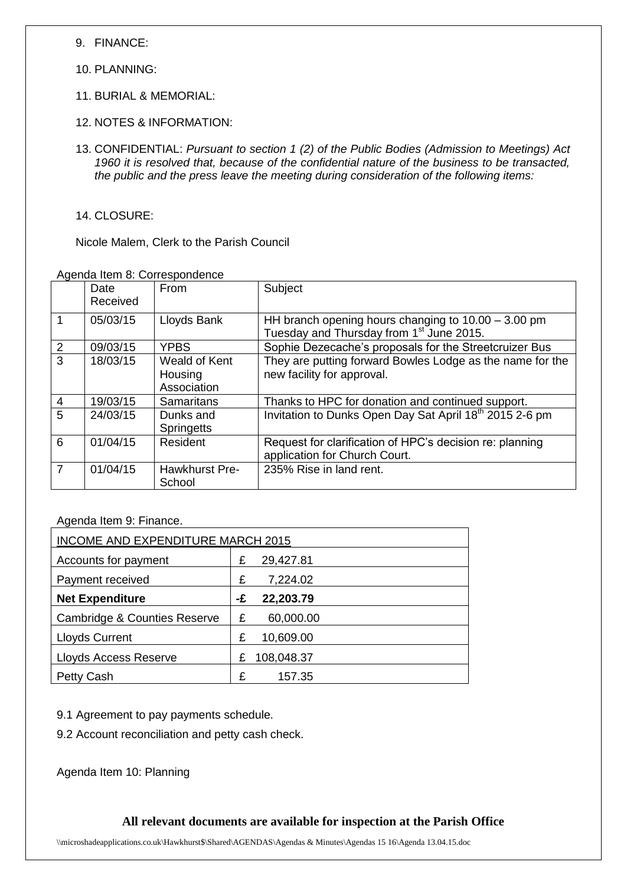9. FINANCE:

10. PLANNING:

11. BURIAL & MEMORIAL:

12. NOTES & INFORMATION:

13. CONFIDENTIAL: *Pursuant to section 1 (2) of the Public Bodies (Admission to Meetings) Act 1960 it is resolved that, because of the confidential nature of the business to be transacted, the public and the press leave the meeting during consideration of the following items:*

14. CLOSURE:

Nicole Malem, Clerk to the Parish Council

Agenda Item 8: Correspondence

| | Date Received | From | Subject |
|---|---|---|---|
| 1 | 05/03/15 | Lloyds Bank | HH branch opening hours changing to 10.00 – 3.00 pm Tuesday and Thursday from 1st June 2015. |
| 2 | 09/03/15 | YPBS | Sophie Dezecache's proposals for the Streetcruizer Bus |
| 3 | 18/03/15 | Weald of Kent Housing Association | They are putting forward Bowles Lodge as the name for the new facility for approval. |
| 4 | 19/03/15 | Samaritans | Thanks to HPC for donation and continued support. |
| 5 | 24/03/15 | Dunks and Springetts | Invitation to Dunks Open Day Sat April 18th 2015 2-6 pm |
| 6 | 01/04/15 | Resident | Request for clarification of HPC's decision re: planning application for Church Court. |
| 7 | 01/04/15 | Hawkhurst Pre-School | 235% Rise in land rent. |

Agenda Item 9: Finance.

| INCOME AND EXPENDITURE MARCH 2015 | |
|---|---|
| Accounts for payment | £ 29,427.81 |
| Payment received | £ 7,224.02 |
| **Net Expenditure** | **-£ 22,203.79** |
| Cambridge & Counties Reserve | £ 60,000.00 |
| Lloyds Current | £ 10,609.00 |
| Lloyds Access Reserve | £ 108,048.37 |
| Petty Cash | £ 157.35 |

9.1 Agreement to pay payments schedule.

9.2 Account reconciliation and petty cash check.

Agenda Item 10: Planning

**All relevant documents are available for inspection at the Parish Office**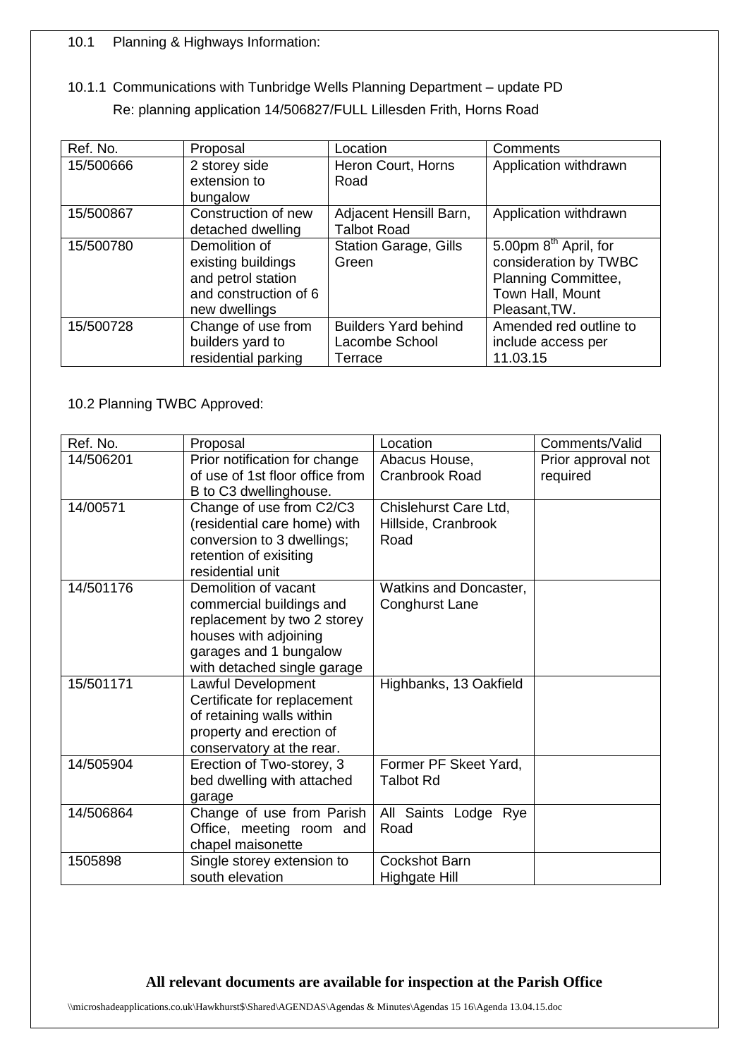10.1 Planning & Highways Information:

10.1.1 Communications with Tunbridge Wells Planning Department – update PD

Re: planning application 14/506827/FULL Lillesden Frith, Horns Road

| Ref. No. | Proposal | Location | Comments |
|---|---|---|---|
| 15/500666 | 2 storey side extension to bungalow | Heron Court, Horns Road | Application withdrawn |
| 15/500867 | Construction of new detached dwelling | Adjacent Hensill Barn, Talbot Road | Application withdrawn |
| 15/500780 | Demolition of existing buildings and petrol station and construction of 6 new dwellings | Station Garage, Gills Green | 5.00pm 8th April, for consideration by TWBC Planning Committee, Town Hall, Mount Pleasant,TW. |
| 15/500728 | Change of use from builders yard to residential parking | Builders Yard behind Lacombe School Terrace | Amended red outline to include access per 11.03.15 |

10.2 Planning TWBC Approved:

| Ref. No. | Proposal | Location | Comments/Valid |
|---|---|---|---|
| 14/506201 | Prior notification for change of use of 1st floor office from B to C3 dwellinghouse. | Abacus House, Cranbrook Road | Prior approval not required |
| 14/00571 | Change of use from C2/C3 (residential care home) with conversion to 3 dwellings; retention of exisiting residential unit | Chislehurst Care Ltd, Hillside, Cranbrook Road | |
| 14/501176 | Demolition of vacant commercial buildings and replacement by two 2 storey houses with adjoining garages and 1 bungalow with detached single garage | Watkins and Doncaster, Conghurst Lane | |
| 15/501171 | Lawful Development Certificate for replacement of retaining walls within property and erection of conservatory at the rear. | Highbanks, 13 Oakfield | |
| 14/505904 | Erection of Two-storey, 3 bed dwelling with attached garage | Former PF Skeet Yard, Talbot Rd | |
| 14/506864 | Change of use from Parish Office, meeting room and chapel maisonette | All Saints Lodge Rye Road | |
| 1505898 | Single storey extension to south elevation | Cockshot Barn Highgate Hill | |

**All relevant documents are available for inspection at the Parish Office**

\\microshadeapplications.co.uk\Hawkhurst$\Shared\AGENDAS\Agendas & Minutes\Agendas 15 16\Agenda 13.04.15.doc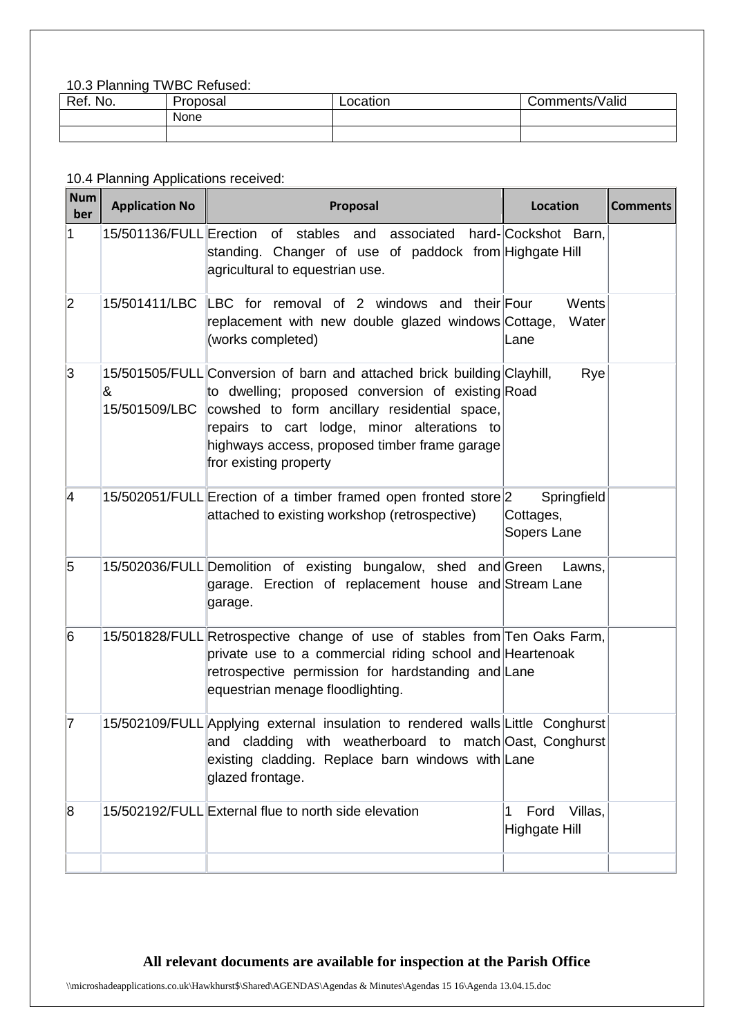10.3 Planning TWBC Refused:

| Ref. No. | Proposal | Location | Comments/Valid |
|---|---|---|---|
| | None | | |
| | | | |

10.4 Planning Applications received:

| Number | Application No | Proposal | Location | Comments |
|---|---|---|---|---|
| 1 | 15/501136/FULL | Erection of stables and associated hard-standing. Changer of use of paddock from agricultural to equestrian use. | Cockshot Barn, Highgate Hill | |
| 2 | 15/501411/LBC | LBC for removal of 2 windows and their replacement with new double glazed windows (works completed) | Four Wents Cottage, Water Lane | |
| 3 | 15/501505/FULL & 15/501509/LBC | Conversion of barn and attached brick building to dwelling; proposed conversion of existing cowshed to form ancillary residential space, repairs to cart lodge, minor alterations to highways access, proposed timber frame garage fror existing property | Clayhill, Rye Road | |
| 4 | 15/502051/FULL | Erection of a timber framed open fronted store attached to existing workshop (retrospective) | 2 Springfield Cottages, Sopers Lane | |
| 5 | 15/502036/FULL | Demolition of existing bungalow, shed and garage. Erection of replacement house and garage. | Green Lawns, Stream Lane | |
| 6 | 15/501828/FULL | Retrospective change of use of stables from private use to a commercial riding school and retrospective permission for hardstanding and equestrian menage floodlighting. | Ten Oaks Farm, Heartenoak Lane | |
| 7 | 15/502109/FULL | Applying external insulation to rendered walls and cladding with weatherboard to match existing cladding. Replace barn windows with glazed frontage. | Little Conghurst Oast, Conghurst Lane | |
| 8 | 15/502192/FULL | External flue to north side elevation | 1 Ford Villas, Highgate Hill | |
| | | | | |

**All relevant documents are available for inspection at the Parish Office**

\\microshadeapplications.co.uk\Hawkhurst$\Shared\AGENDAS\Agendas & Minutes\Agendas 15 16\Agenda 13.04.15.doc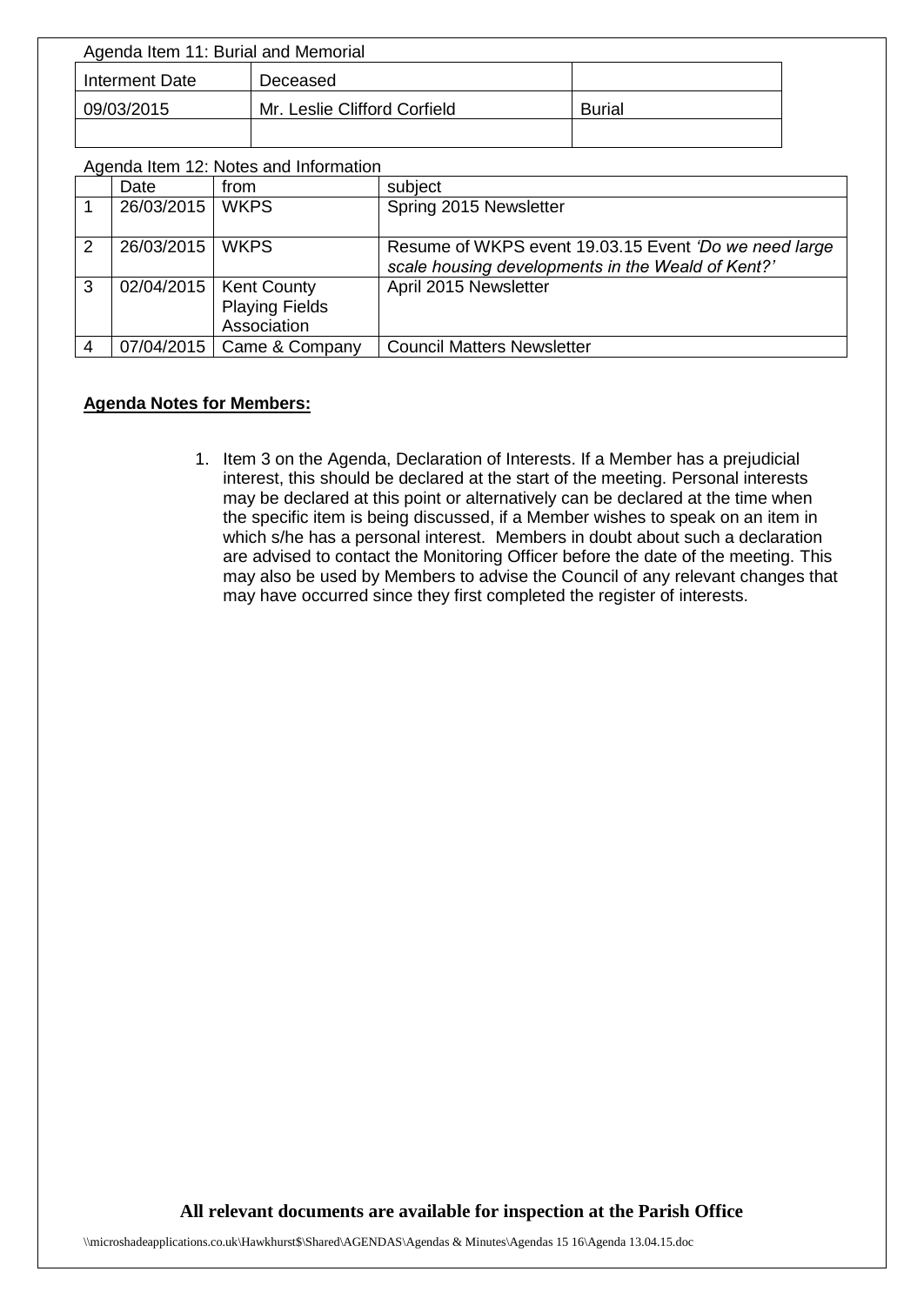Agenda Item 11: Burial and Memorial

| Interment Date | Deceased | |
|---|---|---|
| 09/03/2015 | Mr. Leslie Clifford Corfield | Burial |
| | | |

Agenda Item 12: Notes and Information

| | Date | from | subject |
|---|---|---|---|
| 1 | 26/03/2015 | WKPS | Spring 2015 Newsletter |
| 2 | 26/03/2015 | WKPS | Resume of WKPS event 19.03.15 Event *'Do we need large scale housing developments in the Weald of Kent?'* |
| 3 | 02/04/2015 | Kent County Playing Fields Association | April 2015 Newsletter |
| 4 | 07/04/2015 | Came & Company | Council Matters Newsletter |

**Agenda Notes for Members:**

1. Item 3 on the Agenda, Declaration of Interests. If a Member has a prejudicial interest, this should be declared at the start of the meeting. Personal interests may be declared at this point or alternatively can be declared at the time when the specific item is being discussed, if a Member wishes to speak on an item in which s/he has a personal interest. Members in doubt about such a declaration are advised to contact the Monitoring Officer before the date of the meeting. This may also be used by Members to advise the Council of any relevant changes that may have occurred since they first completed the register of interests.

**All relevant documents are available for inspection at the Parish Office**

\\microshadeapplications.co.uk\Hawkhurst$\Shared\AGENDAS\Agendas & Minutes\Agendas 15 16\Agenda 13.04.15.doc